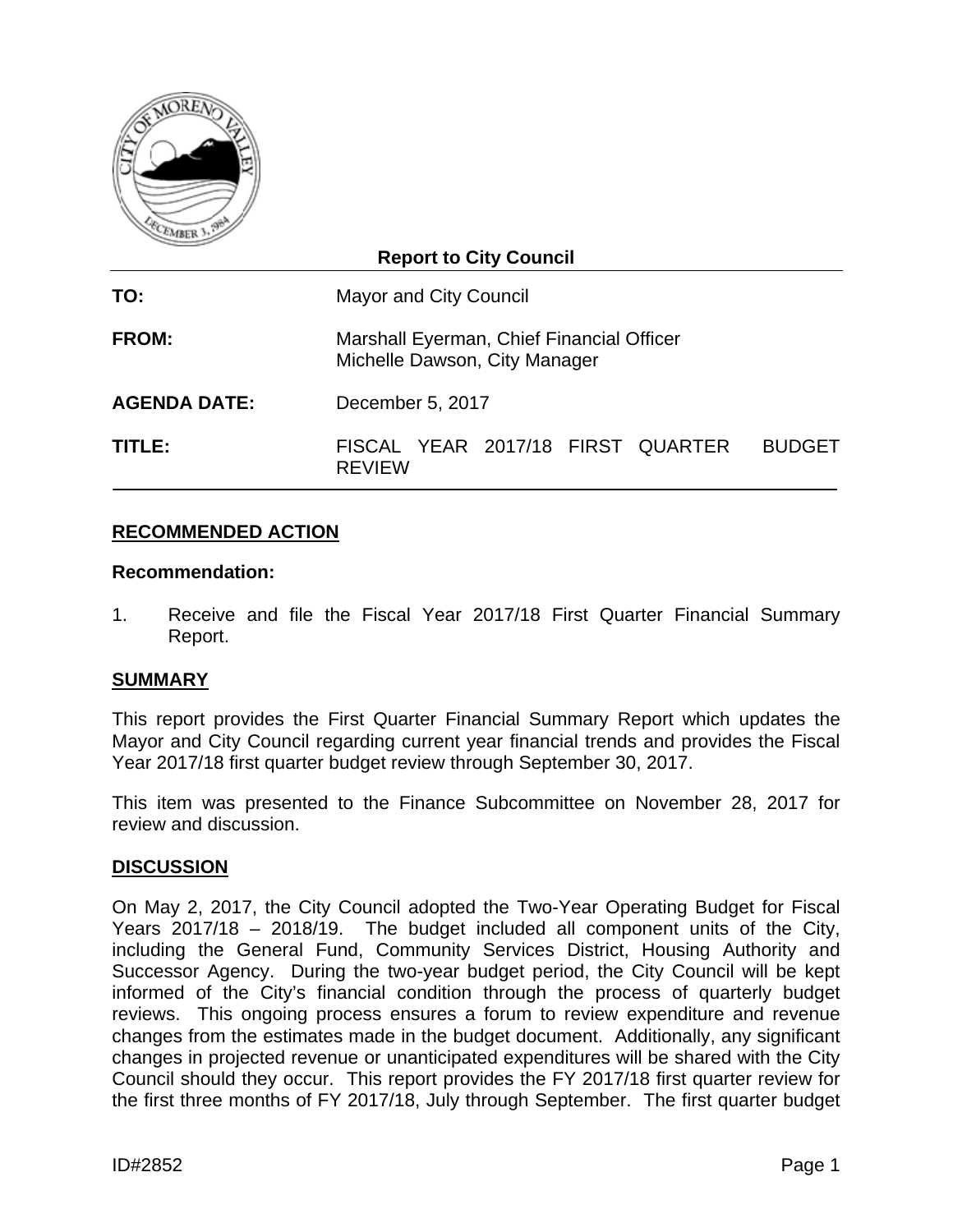**Report to City Council**

| | |
|---|---|
| **TO:** | Mayor and City Council |
| **FROM:** | Marshall Eyerman, Chief Financial Officer<br>Michelle Dawson, City Manager |
| **AGENDA DATE:** | December 5, 2017 |
| **TITLE:** | FISCAL YEAR 2017/18 FIRST QUARTER BUDGET REVIEW |

## RECOMMENDED ACTION

**Recommendation:**

1. Receive and file the Fiscal Year 2017/18 First Quarter Financial Summary Report.

## SUMMARY

This report provides the First Quarter Financial Summary Report which updates the Mayor and City Council regarding current year financial trends and provides the Fiscal Year 2017/18 first quarter budget review through September 30, 2017.

This item was presented to the Finance Subcommittee on November 28, 2017 for review and discussion.

## DISCUSSION

On May 2, 2017, the City Council adopted the Two-Year Operating Budget for Fiscal Years 2017/18 – 2018/19. The budget included all component units of the City, including the General Fund, Community Services District, Housing Authority and Successor Agency. During the two-year budget period, the City Council will be kept informed of the City's financial condition through the process of quarterly budget reviews. This ongoing process ensures a forum to review expenditure and revenue changes from the estimates made in the budget document. Additionally, any significant changes in projected revenue or unanticipated expenditures will be shared with the City Council should they occur. This report provides the FY 2017/18 first quarter review for the first three months of FY 2017/18, July through September. The first quarter budget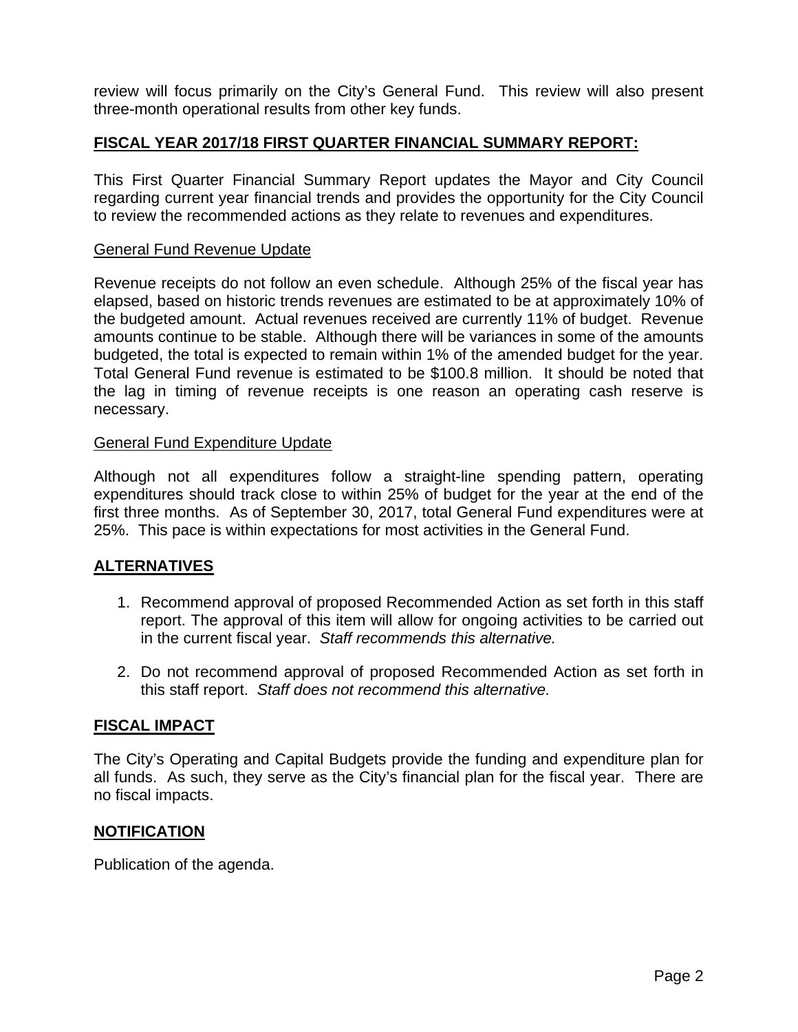review will focus primarily on the City's General Fund. This review will also present three-month operational results from other key funds.

## FISCAL YEAR 2017/18 FIRST QUARTER FINANCIAL SUMMARY REPORT:

This First Quarter Financial Summary Report updates the Mayor and City Council regarding current year financial trends and provides the opportunity for the City Council to review the recommended actions as they relate to revenues and expenditures.

### General Fund Revenue Update

Revenue receipts do not follow an even schedule. Although 25% of the fiscal year has elapsed, based on historic trends revenues are estimated to be at approximately 10% of the budgeted amount. Actual revenues received are currently 11% of budget. Revenue amounts continue to be stable. Although there will be variances in some of the amounts budgeted, the total is expected to remain within 1% of the amended budget for the year. Total General Fund revenue is estimated to be $100.8 million. It should be noted that the lag in timing of revenue receipts is one reason an operating cash reserve is necessary.

### General Fund Expenditure Update

Although not all expenditures follow a straight-line spending pattern, operating expenditures should track close to within 25% of budget for the year at the end of the first three months. As of September 30, 2017, total General Fund expenditures were at 25%. This pace is within expectations for most activities in the General Fund.

## ALTERNATIVES

1. Recommend approval of proposed Recommended Action as set forth in this staff report. The approval of this item will allow for ongoing activities to be carried out in the current fiscal year. *Staff recommends this alternative.*

2. Do not recommend approval of proposed Recommended Action as set forth in this staff report. *Staff does not recommend this alternative.*

## FISCAL IMPACT

The City's Operating and Capital Budgets provide the funding and expenditure plan for all funds. As such, they serve as the City's financial plan for the fiscal year. There are no fiscal impacts.

## NOTIFICATION

Publication of the agenda.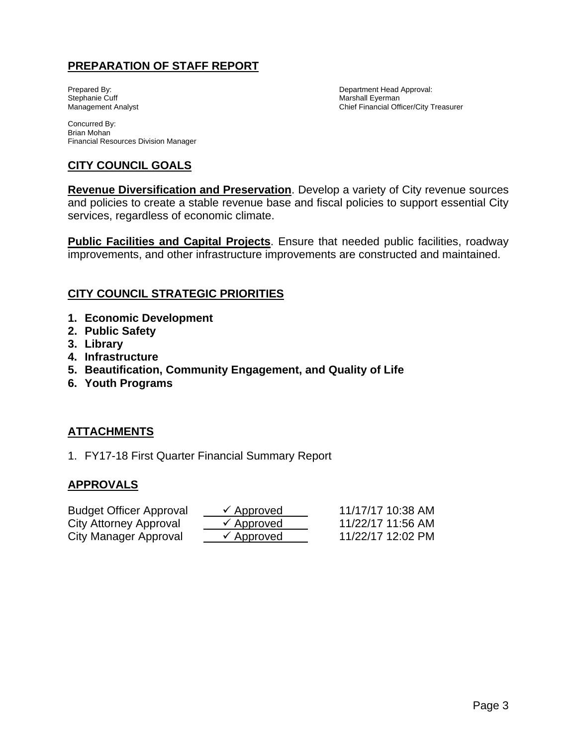## PREPARATION OF STAFF REPORT

Prepared By:
Stephanie Cuff
Management Analyst

Department Head Approval:
Marshall Eyerman
Chief Financial Officer/City Treasurer

Concurred By:
Brian Mohan
Financial Resources Division Manager

## CITY COUNCIL GOALS

**Revenue Diversification and Preservation**. Develop a variety of City revenue sources and policies to create a stable revenue base and fiscal policies to support essential City services, regardless of economic climate.

**Public Facilities and Capital Projects**. Ensure that needed public facilities, roadway improvements, and other infrastructure improvements are constructed and maintained.

## CITY COUNCIL STRATEGIC PRIORITIES

1. **Economic Development**
2. **Public Safety**
3. **Library**
4. **Infrastructure**
5. **Beautification, Community Engagement, and Quality of Life**
6. **Youth Programs**

## ATTACHMENTS

1. FY17-18 First Quarter Financial Summary Report

## APPROVALS

| | | |
|---|---|---|
| Budget Officer Approval | ✓ Approved | 11/17/17 10:38 AM |
| City Attorney Approval | ✓ Approved | 11/22/17 11:56 AM |
| City Manager Approval | ✓ Approved | 11/22/17 12:02 PM |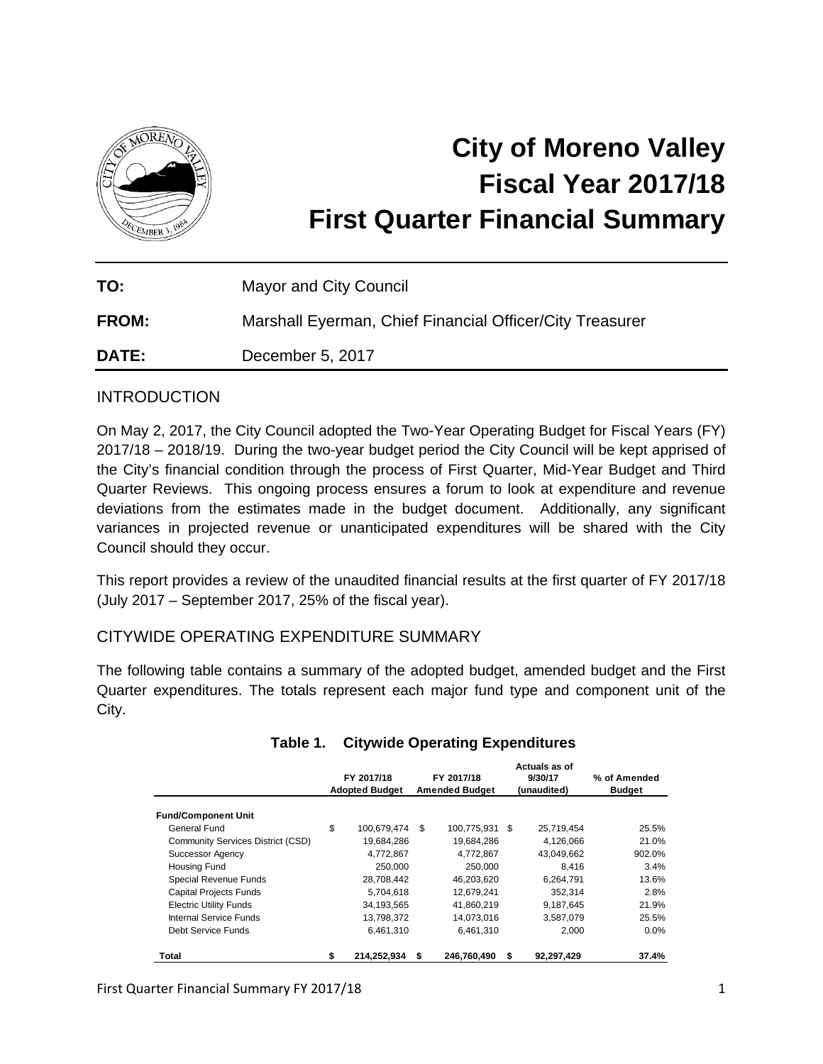# City of Moreno Valley
# Fiscal Year 2017/18
# First Quarter Financial Summary

**TO:** Mayor and City Council

**FROM:** Marshall Eyerman, Chief Financial Officer/City Treasurer

**DATE:** December 5, 2017

## INTRODUCTION

On May 2, 2017, the City Council adopted the Two-Year Operating Budget for Fiscal Years (FY) 2017/18 – 2018/19. During the two-year budget period the City Council will be kept apprised of the City's financial condition through the process of First Quarter, Mid-Year Budget and Third Quarter Reviews. This ongoing process ensures a forum to look at expenditure and revenue deviations from the estimates made in the budget document. Additionally, any significant variances in projected revenue or unanticipated expenditures will be shared with the City Council should they occur.

This report provides a review of the unaudited financial results at the first quarter of FY 2017/18 (July 2017 – September 2017, 25% of the fiscal year).

## CITYWIDE OPERATING EXPENDITURE SUMMARY

The following table contains a summary of the adopted budget, amended budget and the First Quarter expenditures. The totals represent each major fund type and component unit of the City.

**Table 1. Citywide Operating Expenditures**

| | FY 2017/18 Adopted Budget | FY 2017/18 Amended Budget | Actuals as of 9/30/17 (unaudited) | % of Amended Budget |
|---|---|---|---|---|
| **Fund/Component Unit** | | | | |
| General Fund | $ 100,679,474 | $ 100,775,931 | $ 25,719,454 | 25.5% |
| Community Services District (CSD) | 19,684,286 | 19,684,286 | 4,126,066 | 21.0% |
| Successor Agency | 4,772,867 | 4,772,867 | 43,049,662 | 902.0% |
| Housing Fund | 250,000 | 250,000 | 8,416 | 3.4% |
| Special Revenue Funds | 28,708,442 | 46,203,620 | 6,264,791 | 13.6% |
| Capital Projects Funds | 5,704,618 | 12,679,241 | 352,314 | 2.8% |
| Electric Utility Funds | 34,193,565 | 41,860,219 | 9,187,645 | 21.9% |
| Internal Service Funds | 13,798,372 | 14,073,016 | 3,587,079 | 25.5% |
| Debt Service Funds | 6,461,310 | 6,461,310 | 2,000 | 0.0% |
| **Total** | **$ 214,252,934** | **$ 246,760,490** | **$ 92,297,429** | **37.4%** |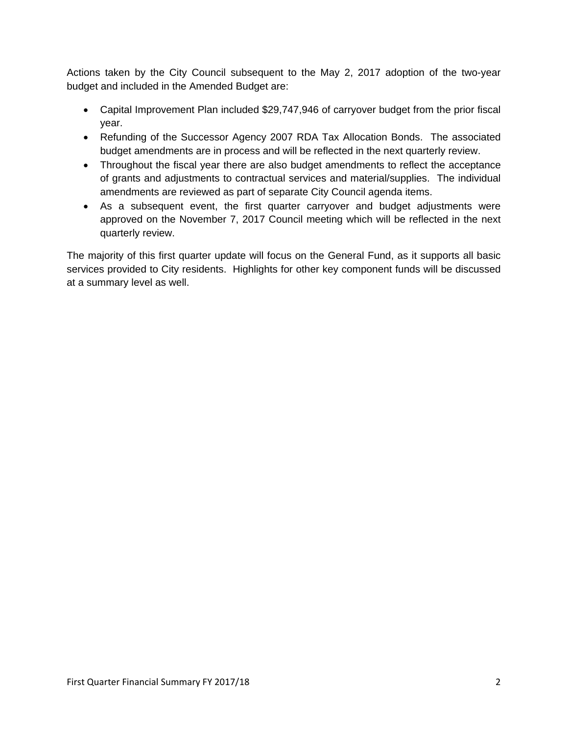Actions taken by the City Council subsequent to the May 2, 2017 adoption of the two-year budget and included in the Amended Budget are:

- Capital Improvement Plan included $29,747,946 of carryover budget from the prior fiscal year.
- Refunding of the Successor Agency 2007 RDA Tax Allocation Bonds. The associated budget amendments are in process and will be reflected in the next quarterly review.
- Throughout the fiscal year there are also budget amendments to reflect the acceptance of grants and adjustments to contractual services and material/supplies. The individual amendments are reviewed as part of separate City Council agenda items.
- As a subsequent event, the first quarter carryover and budget adjustments were approved on the November 7, 2017 Council meeting which will be reflected in the next quarterly review.

The majority of this first quarter update will focus on the General Fund, as it supports all basic services provided to City residents. Highlights for other key component funds will be discussed at a summary level as well.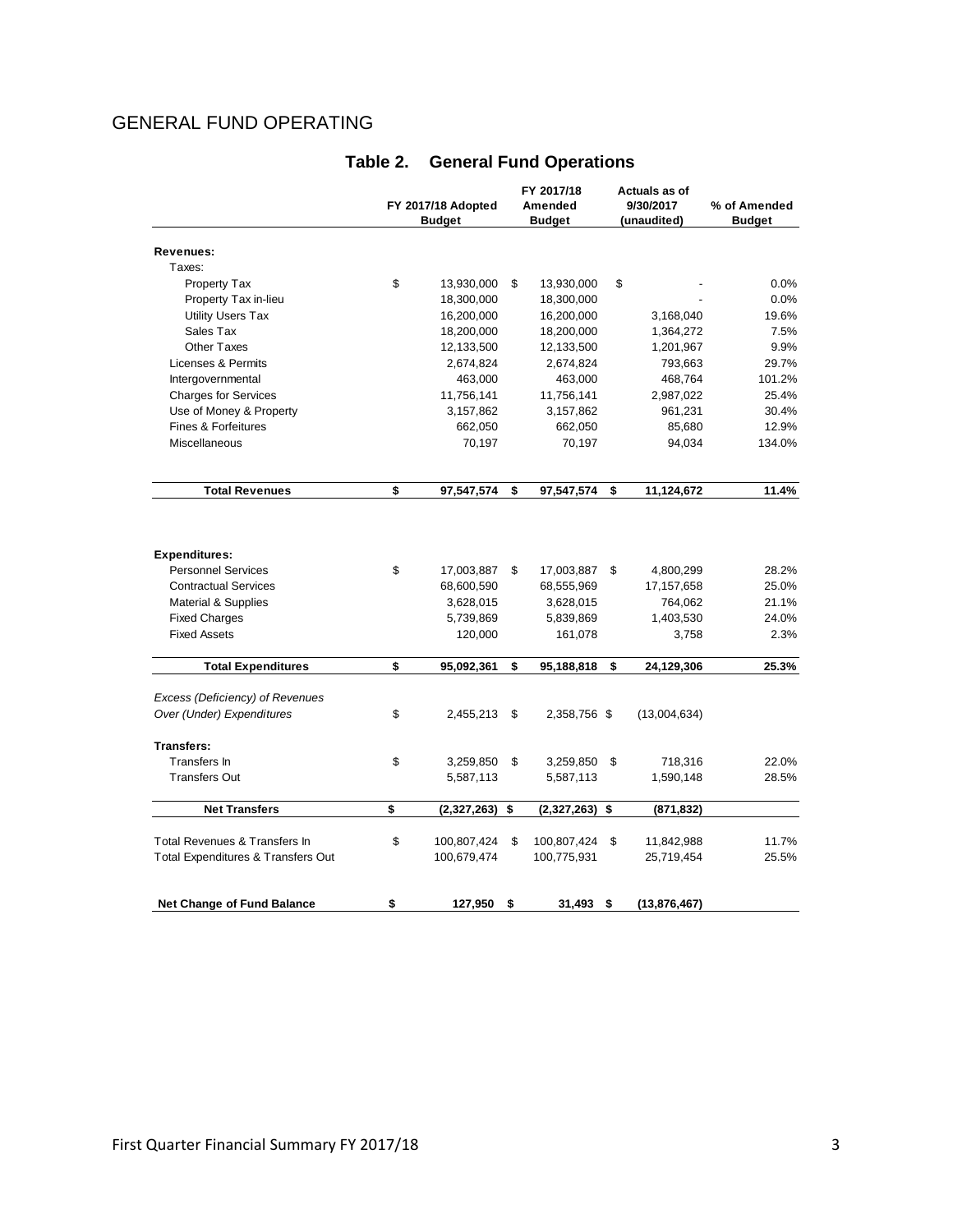# GENERAL FUND OPERATING

## Table 2. General Fund Operations

| | FY 2017/18 Adopted Budget | FY 2017/18 Amended Budget | Actuals as of 9/30/2017 (unaudited) | % of Amended Budget |
|---|---|---|---|---|
| **Revenues:** | | | | |
| Taxes: | | | | |
| Property Tax | $ 13,930,000 | $ 13,930,000 | $ - | 0.0% |
| Property Tax in-lieu | 18,300,000 | 18,300,000 | - | 0.0% |
| Utility Users Tax | 16,200,000 | 16,200,000 | 3,168,040 | 19.6% |
| Sales Tax | 18,200,000 | 18,200,000 | 1,364,272 | 7.5% |
| Other Taxes | 12,133,500 | 12,133,500 | 1,201,967 | 9.9% |
| Licenses & Permits | 2,674,824 | 2,674,824 | 793,663 | 29.7% |
| Intergovernmental | 463,000 | 463,000 | 468,764 | 101.2% |
| Charges for Services | 11,756,141 | 11,756,141 | 2,987,022 | 25.4% |
| Use of Money & Property | 3,157,862 | 3,157,862 | 961,231 | 30.4% |
| Fines & Forfeitures | 662,050 | 662,050 | 85,680 | 12.9% |
| Miscellaneous | 70,197 | 70,197 | 94,034 | 134.0% |
| **Total Revenues** | **$ 97,547,574** | **$ 97,547,574** | **$ 11,124,672** | **11.4%** |
| **Expenditures:** | | | | |
| Personnel Services | $ 17,003,887 | $ 17,003,887 | $ 4,800,299 | 28.2% |
| Contractual Services | 68,600,590 | 68,555,969 | 17,157,658 | 25.0% |
| Material & Supplies | 3,628,015 | 3,628,015 | 764,062 | 21.1% |
| Fixed Charges | 5,739,869 | 5,839,869 | 1,403,530 | 24.0% |
| Fixed Assets | 120,000 | 161,078 | 3,758 | 2.3% |
| **Total Expenditures** | **$ 95,092,361** | **$ 95,188,818** | **$ 24,129,306** | **25.3%** |
| *Excess (Deficiency) of Revenues Over (Under) Expenditures* | $ 2,455,213 | $ 2,358,756 | $ (13,004,634) | |
| **Transfers:** | | | | |
| Transfers In | $ 3,259,850 | $ 3,259,850 | $ 718,316 | 22.0% |
| Transfers Out | 5,587,113 | 5,587,113 | 1,590,148 | 28.5% |
| **Net Transfers** | **$ (2,327,263)** | **$ (2,327,263)** | **$ (871,832)** | |
| Total Revenues & Transfers In | $ 100,807,424 | $ 100,807,424 | $ 11,842,988 | 11.7% |
| Total Expenditures & Transfers Out | 100,679,474 | 100,775,931 | 25,719,454 | 25.5% |
| **Net Change of Fund Balance** | **$ 127,950** | **$ 31,493** | **$ (13,876,467)** | |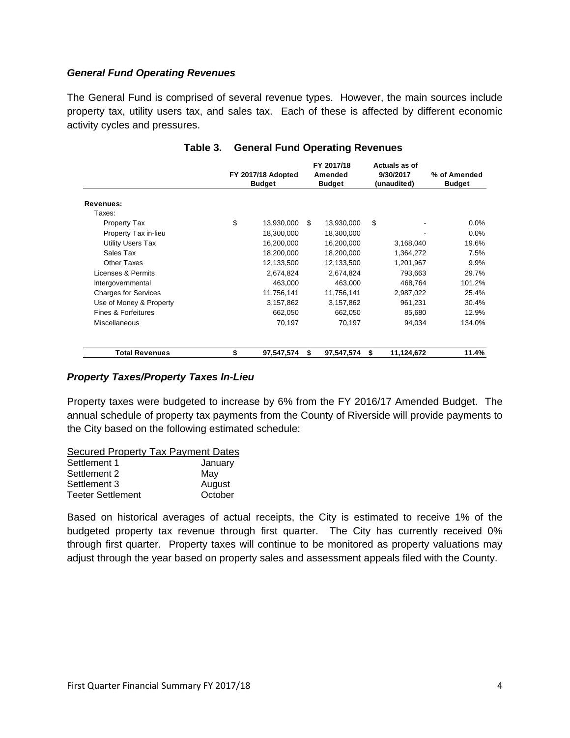### *General Fund Operating Revenues*

The General Fund is comprised of several revenue types. However, the main sources include property tax, utility users tax, and sales tax. Each of these is affected by different economic activity cycles and pressures.

**Table 3. General Fund Operating Revenues**

| | FY 2017/18 Adopted Budget | FY 2017/18 Amended Budget | Actuals as of 9/30/2017 (unaudited) | % of Amended Budget |
|---|---|---|---|---|
| **Revenues:** | | | | |
| Taxes: | | | | |
| Property Tax | $ 13,930,000 | $ 13,930,000 | $ - | 0.0% |
| Property Tax in-lieu | 18,300,000 | 18,300,000 | - | 0.0% |
| Utility Users Tax | 16,200,000 | 16,200,000 | 3,168,040 | 19.6% |
| Sales Tax | 18,200,000 | 18,200,000 | 1,364,272 | 7.5% |
| Other Taxes | 12,133,500 | 12,133,500 | 1,201,967 | 9.9% |
| Licenses & Permits | 2,674,824 | 2,674,824 | 793,663 | 29.7% |
| Intergovernmental | 463,000 | 463,000 | 468,764 | 101.2% |
| Charges for Services | 11,756,141 | 11,756,141 | 2,987,022 | 25.4% |
| Use of Money & Property | 3,157,862 | 3,157,862 | 961,231 | 30.4% |
| Fines & Forfeitures | 662,050 | 662,050 | 85,680 | 12.9% |
| Miscellaneous | 70,197 | 70,197 | 94,034 | 134.0% |
| **Total Revenues** | **$ 97,547,574** | **$ 97,547,574** | **$ 11,124,672** | **11.4%** |

### *Property Taxes/Property Taxes In-Lieu*

Property taxes were budgeted to increase by 6% from the FY 2016/17 Amended Budget. The annual schedule of property tax payments from the County of Riverside will provide payments to the City based on the following estimated schedule:

| Secured Property Tax Payment Dates | |
|---|---|
| Settlement 1 | January |
| Settlement 2 | May |
| Settlement 3 | August |
| Teeter Settlement | October |

Based on historical averages of actual receipts, the City is estimated to receive 1% of the budgeted property tax revenue through first quarter. The City has currently received 0% through first quarter. Property taxes will continue to be monitored as property valuations may adjust through the year based on property sales and assessment appeals filed with the County.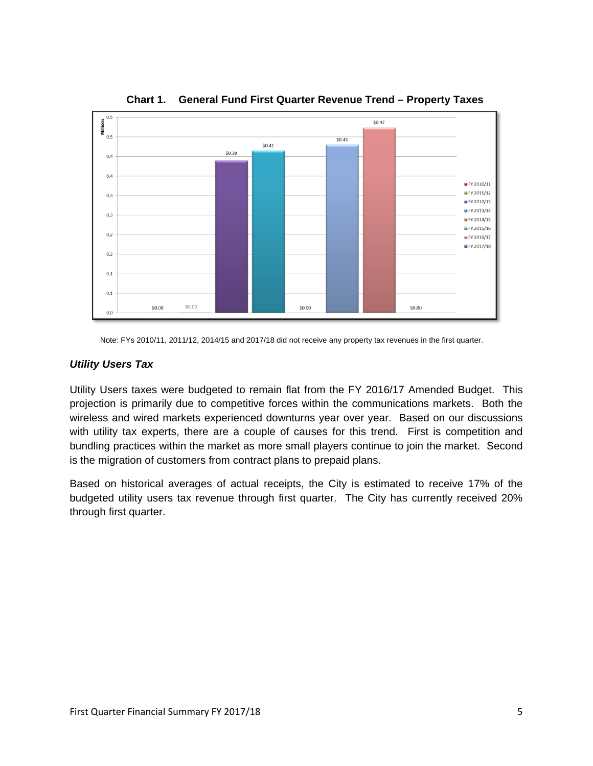**Chart 1. General Fund First Quarter Revenue Trend – Property Taxes**

Note: FYs 2010/11, 2011/12, 2014/15 and 2017/18 did not receive any property tax revenues in the first quarter.

### *Utility Users Tax*

Utility Users taxes were budgeted to remain flat from the FY 2016/17 Amended Budget. This projection is primarily due to competitive forces within the communications markets. Both the wireless and wired markets experienced downturns year over year. Based on our discussions with utility tax experts, there are a couple of causes for this trend. First is competition and bundling practices within the market as more small players continue to join the market. Second is the migration of customers from contract plans to prepaid plans.

Based on historical averages of actual receipts, the City is estimated to receive 17% of the budgeted utility users tax revenue through first quarter. The City has currently received 20% through first quarter.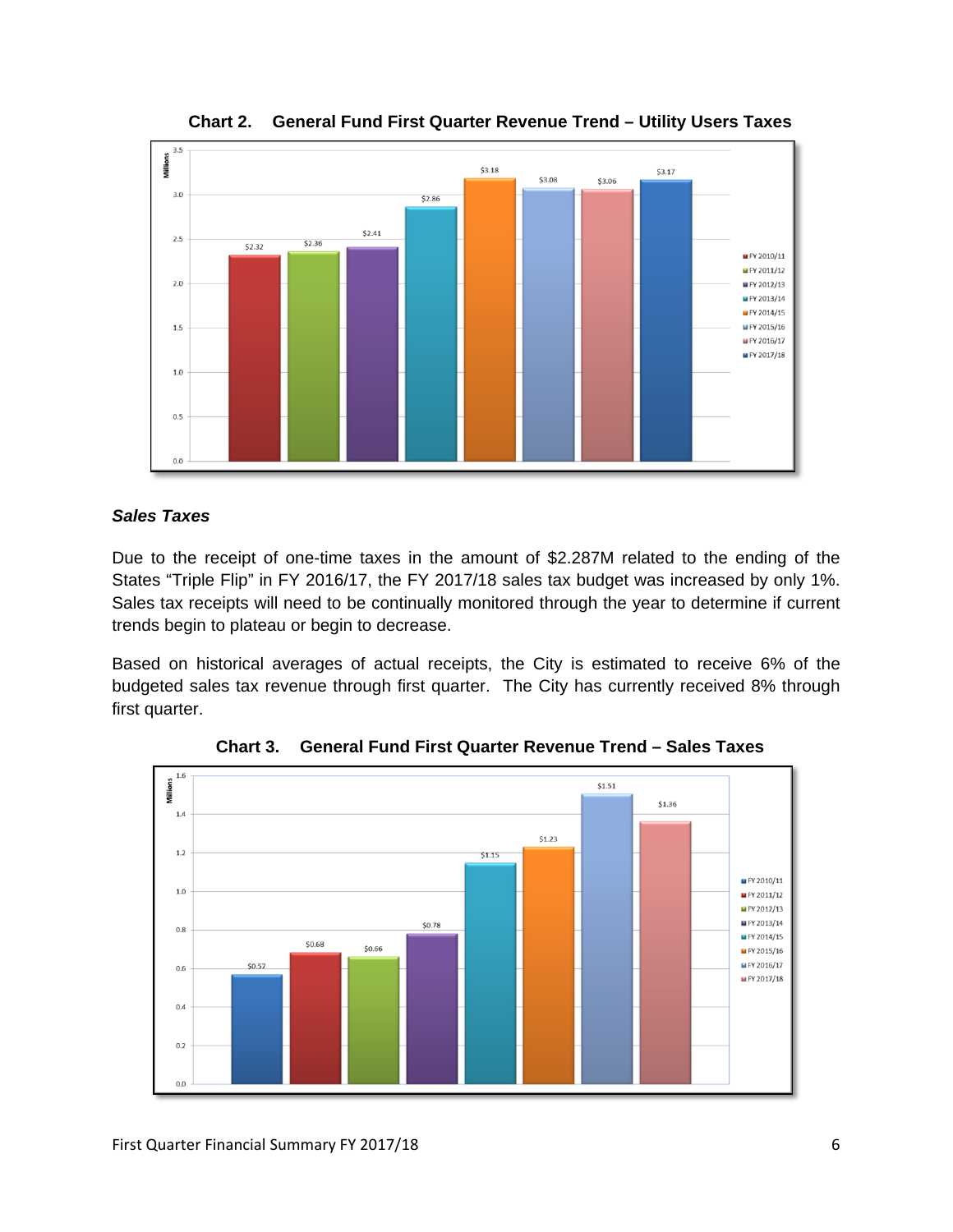**Chart 2. General Fund First Quarter Revenue Trend – Utility Users Taxes**

| Fiscal Year | Amount (Millions) |
|---|---|
| FY 2010/11 | $2.32 |
| FY 2011/12 | $2.36 |
| FY 2012/13 | $2.41 |
| FY 2013/14 | $2.86 |
| FY 2014/15 | $3.18 |
| FY 2015/16 | $3.08 |
| FY 2016/17 | $3.06 |
| FY 2017/18 | $3.17 |

### *Sales Taxes*

Due to the receipt of one-time taxes in the amount of $2.287M related to the ending of the States "Triple Flip" in FY 2016/17, the FY 2017/18 sales tax budget was increased by only 1%. Sales tax receipts will need to be continually monitored through the year to determine if current trends begin to plateau or begin to decrease.

Based on historical averages of actual receipts, the City is estimated to receive 6% of the budgeted sales tax revenue through first quarter. The City has currently received 8% through first quarter.

**Chart 3. General Fund First Quarter Revenue Trend – Sales Taxes**

| Fiscal Year | Amount (Millions) |
|---|---|
| FY 2010/11 | $0.57 |
| FY 2011/12 | $0.68 |
| FY 2012/13 | $0.66 |
| FY 2013/14 | $0.78 |
| FY 2014/15 | $1.15 |
| FY 2015/16 | $1.23 |
| FY 2016/17 | $1.51 |
| FY 2017/18 | $1.36 |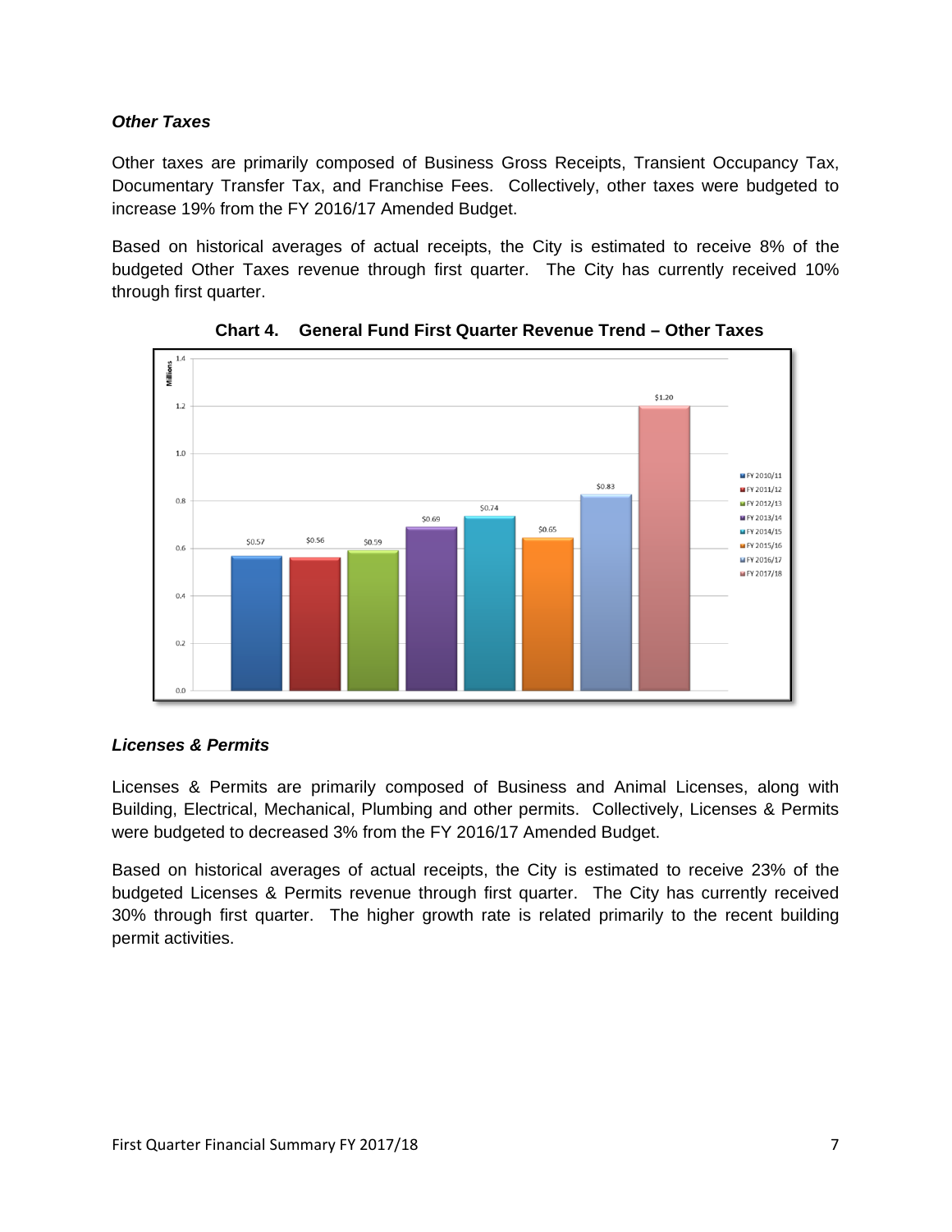### *Other Taxes*

Other taxes are primarily composed of Business Gross Receipts, Transient Occupancy Tax, Documentary Transfer Tax, and Franchise Fees. Collectively, other taxes were budgeted to increase 19% from the FY 2016/17 Amended Budget.

Based on historical averages of actual receipts, the City is estimated to receive 8% of the budgeted Other Taxes revenue through first quarter. The City has currently received 10% through first quarter.

**Chart 4. General Fund First Quarter Revenue Trend – Other Taxes**

| Fiscal Year | Revenue (Millions) |
| --- | --- |
| FY 2010/11 | $0.57 |
| FY 2011/12 | $0.56 |
| FY 2012/13 | $0.59 |
| FY 2013/14 | $0.69 |
| FY 2014/15 | $0.74 |
| FY 2015/16 | $0.65 |
| FY 2016/17 | $0.83 |
| FY 2017/18 | $1.20 |

### *Licenses & Permits*

Licenses & Permits are primarily composed of Business and Animal Licenses, along with Building, Electrical, Mechanical, Plumbing and other permits. Collectively, Licenses & Permits were budgeted to decreased 3% from the FY 2016/17 Amended Budget.

Based on historical averages of actual receipts, the City is estimated to receive 23% of the budgeted Licenses & Permits revenue through first quarter. The City has currently received 30% through first quarter. The higher growth rate is related primarily to the recent building permit activities.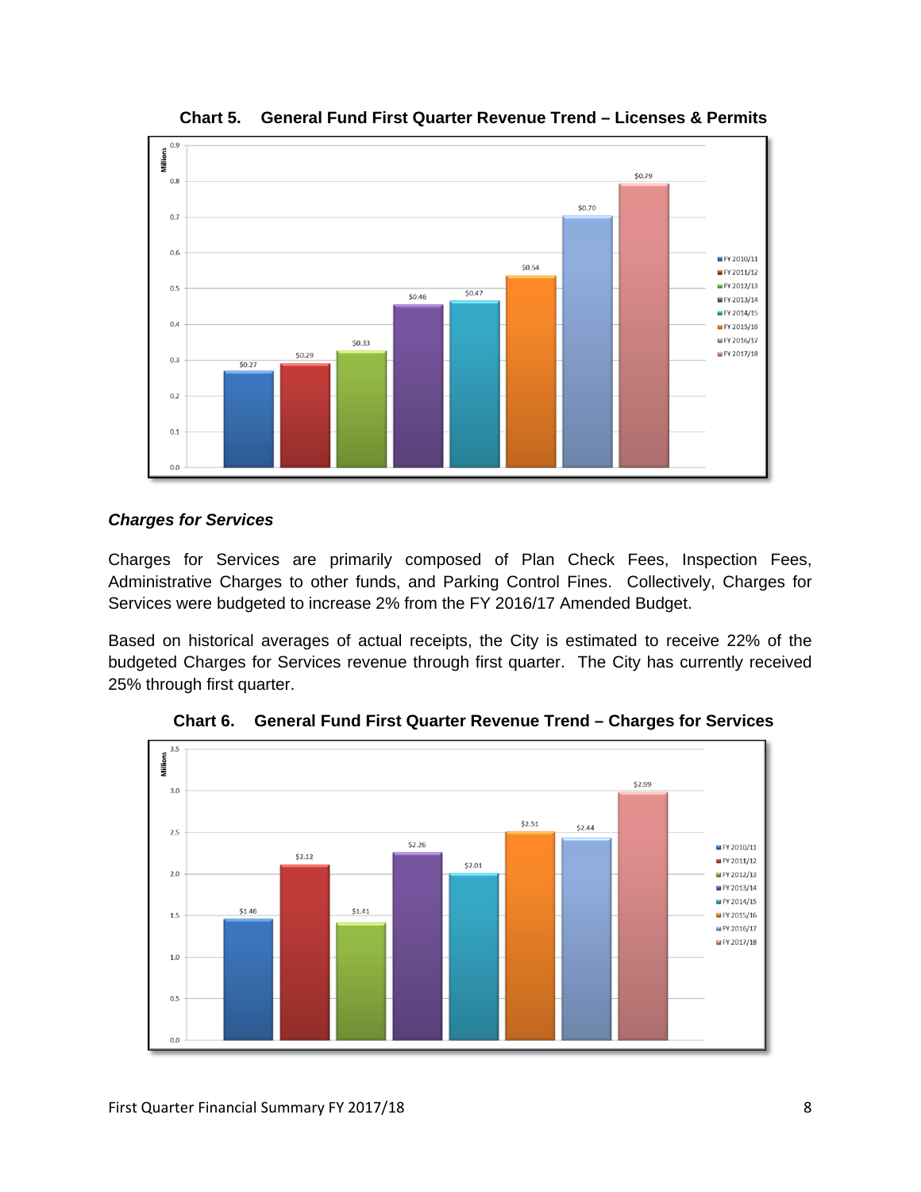**Chart 5. General Fund First Quarter Revenue Trend – Licenses & Permits**

| Fiscal Year | Revenue (Millions) |
|---|---|
| FY 2010/11 | $0.27 |
| FY 2011/12 | $0.29 |
| FY 2012/13 | $0.33 |
| FY 2013/14 | $0.46 |
| FY 2014/15 | $0.47 |
| FY 2015/16 | $0.54 |
| FY 2016/17 | $0.70 |
| FY 2017/18 | $0.79 |

***Charges for Services***

Charges for Services are primarily composed of Plan Check Fees, Inspection Fees, Administrative Charges to other funds, and Parking Control Fines. Collectively, Charges for Services were budgeted to increase 2% from the FY 2016/17 Amended Budget.

Based on historical averages of actual receipts, the City is estimated to receive 22% of the budgeted Charges for Services revenue through first quarter. The City has currently received 25% through first quarter.

**Chart 6. General Fund First Quarter Revenue Trend – Charges for Services**

| Fiscal Year | Revenue (Millions) |
|---|---|
| FY 2010/11 | $1.46 |
| FY 2011/12 | $2.12 |
| FY 2012/13 | $1.41 |
| FY 2013/14 | $2.26 |
| FY 2014/15 | $2.01 |
| FY 2015/16 | $2.51 |
| FY 2016/17 | $2.44 |
| FY 2017/18 | $2.99 |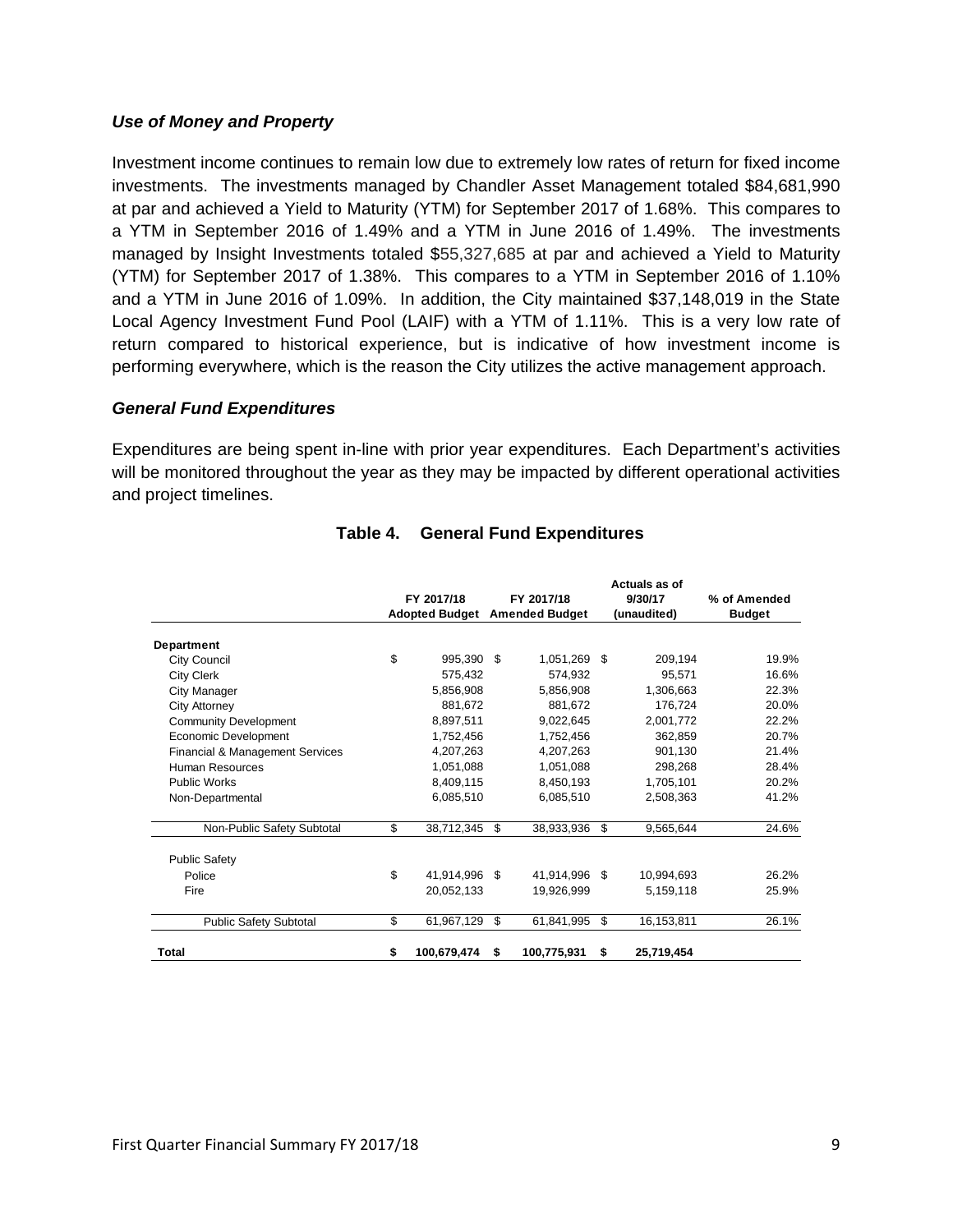### *Use of Money and Property*

Investment income continues to remain low due to extremely low rates of return for fixed income investments. The investments managed by Chandler Asset Management totaled $84,681,990 at par and achieved a Yield to Maturity (YTM) for September 2017 of 1.68%. This compares to a YTM in September 2016 of 1.49% and a YTM in June 2016 of 1.49%. The investments managed by Insight Investments totaled $55,327,685 at par and achieved a Yield to Maturity (YTM) for September 2017 of 1.38%. This compares to a YTM in September 2016 of 1.10% and a YTM in June 2016 of 1.09%. In addition, the City maintained $37,148,019 in the State Local Agency Investment Fund Pool (LAIF) with a YTM of 1.11%. This is a very low rate of return compared to historical experience, but is indicative of how investment income is performing everywhere, which is the reason the City utilizes the active management approach.

### *General Fund Expenditures*

Expenditures are being spent in-line with prior year expenditures. Each Department's activities will be monitored throughout the year as they may be impacted by different operational activities and project timelines.

**Table 4. General Fund Expenditures**

| | FY 2017/18 Adopted Budget | FY 2017/18 Amended Budget | Actuals as of 9/30/17 (unaudited) | % of Amended Budget |
|---|---|---|---|---|
| **Department** | | | | |
| City Council | $ 995,390 | $ 1,051,269 | $ 209,194 | 19.9% |
| City Clerk | 575,432 | 574,932 | 95,571 | 16.6% |
| City Manager | 5,856,908 | 5,856,908 | 1,306,663 | 22.3% |
| City Attorney | 881,672 | 881,672 | 176,724 | 20.0% |
| Community Development | 8,897,511 | 9,022,645 | 2,001,772 | 22.2% |
| Economic Development | 1,752,456 | 1,752,456 | 362,859 | 20.7% |
| Financial & Management Services | 4,207,263 | 4,207,263 | 901,130 | 21.4% |
| Human Resources | 1,051,088 | 1,051,088 | 298,268 | 28.4% |
| Public Works | 8,409,115 | 8,450,193 | 1,705,101 | 20.2% |
| Non-Departmental | 6,085,510 | 6,085,510 | 2,508,363 | 41.2% |
| Non-Public Safety Subtotal | $ 38,712,345 | $ 38,933,936 | $ 9,565,644 | 24.6% |
| Public Safety | | | | |
| Police | $ 41,914,996 | $ 41,914,996 | $ 10,994,693 | 26.2% |
| Fire | 20,052,133 | 19,926,999 | 5,159,118 | 25.9% |
| Public Safety Subtotal | $ 61,967,129 | $ 61,841,995 | $ 16,153,811 | 26.1% |
| **Total** | **$ 100,679,474** | **$ 100,775,931** | **$ 25,719,454** | |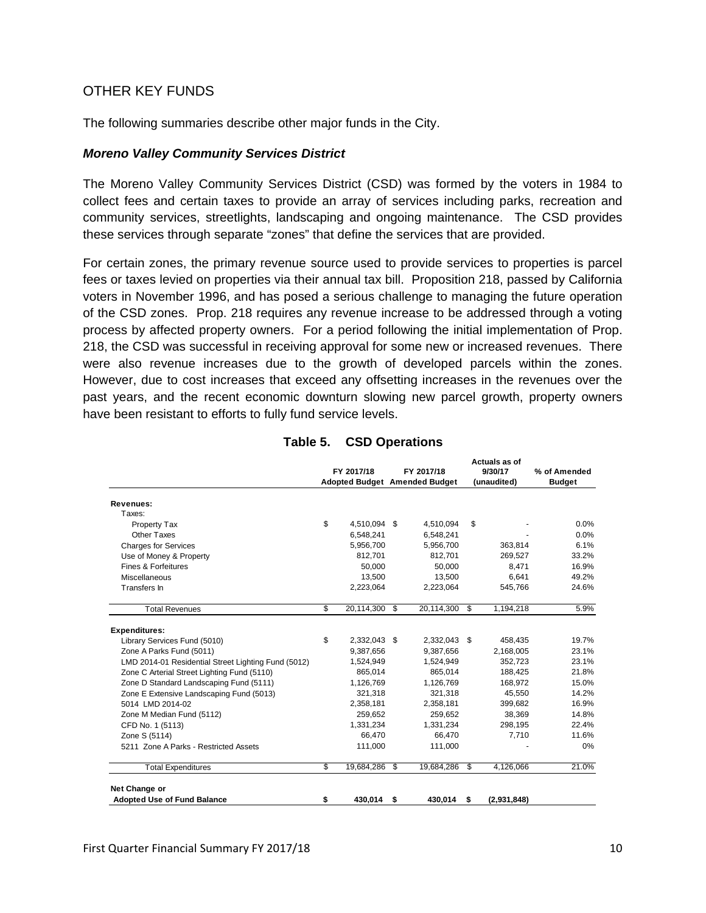## OTHER KEY FUNDS

The following summaries describe other major funds in the City.

### *Moreno Valley Community Services District*

The Moreno Valley Community Services District (CSD) was formed by the voters in 1984 to collect fees and certain taxes to provide an array of services including parks, recreation and community services, streetlights, landscaping and ongoing maintenance. The CSD provides these services through separate "zones" that define the services that are provided.

For certain zones, the primary revenue source used to provide services to properties is parcel fees or taxes levied on properties via their annual tax bill. Proposition 218, passed by California voters in November 1996, and has posed a serious challenge to managing the future operation of the CSD zones. Prop. 218 requires any revenue increase to be addressed through a voting process by affected property owners. For a period following the initial implementation of Prop. 218, the CSD was successful in receiving approval for some new or increased revenues. There were also revenue increases due to the growth of developed parcels within the zones. However, due to cost increases that exceed any offsetting increases in the revenues over the past years, and the recent economic downturn slowing new parcel growth, property owners have been resistant to efforts to fully fund service levels.

**Table 5. CSD Operations**

| | FY 2017/18 Adopted Budget | FY 2017/18 Amended Budget | Actuals as of 9/30/17 (unaudited) | % of Amended Budget |
|---|---|---|---|---|
| **Revenues:** | | | | |
| Taxes: | | | | |
| Property Tax | $ 4,510,094 | $ 4,510,094 | $ - | 0.0% |
| Other Taxes | 6,548,241 | 6,548,241 | - | 0.0% |
| Charges for Services | 5,956,700 | 5,956,700 | 363,814 | 6.1% |
| Use of Money & Property | 812,701 | 812,701 | 269,527 | 33.2% |
| Fines & Forfeitures | 50,000 | 50,000 | 8,471 | 16.9% |
| Miscellaneous | 13,500 | 13,500 | 6,641 | 49.2% |
| Transfers In | 2,223,064 | 2,223,064 | 545,766 | 24.6% |
| Total Revenues | $ 20,114,300 | $ 20,114,300 | $ 1,194,218 | 5.9% |
| **Expenditures:** | | | | |
| Library Services Fund (5010) | $ 2,332,043 | $ 2,332,043 | $ 458,435 | 19.7% |
| Zone A Parks Fund (5011) | 9,387,656 | 9,387,656 | 2,168,005 | 23.1% |
| LMD 2014-01 Residential Street Lighting Fund (5012) | 1,524,949 | 1,524,949 | 352,723 | 23.1% |
| Zone C Arterial Street Lighting Fund (5110) | 865,014 | 865,014 | 188,425 | 21.8% |
| Zone D Standard Landscaping Fund (5111) | 1,126,769 | 1,126,769 | 168,972 | 15.0% |
| Zone E Extensive Landscaping Fund (5013) | 321,318 | 321,318 | 45,550 | 14.2% |
| 5014 LMD 2014-02 | 2,358,181 | 2,358,181 | 399,682 | 16.9% |
| Zone M Median Fund (5112) | 259,652 | 259,652 | 38,369 | 14.8% |
| CFD No. 1 (5113) | 1,331,234 | 1,331,234 | 298,195 | 22.4% |
| Zone S (5114) | 66,470 | 66,470 | 7,710 | 11.6% |
| 5211 Zone A Parks - Restricted Assets | 111,000 | 111,000 | - | 0% |
| Total Expenditures | $ 19,684,286 | $ 19,684,286 | $ 4,126,066 | 21.0% |
| **Net Change or Adopted Use of Fund Balance** | **$ 430,014** | **$ 430,014** | **$ (2,931,848)** | |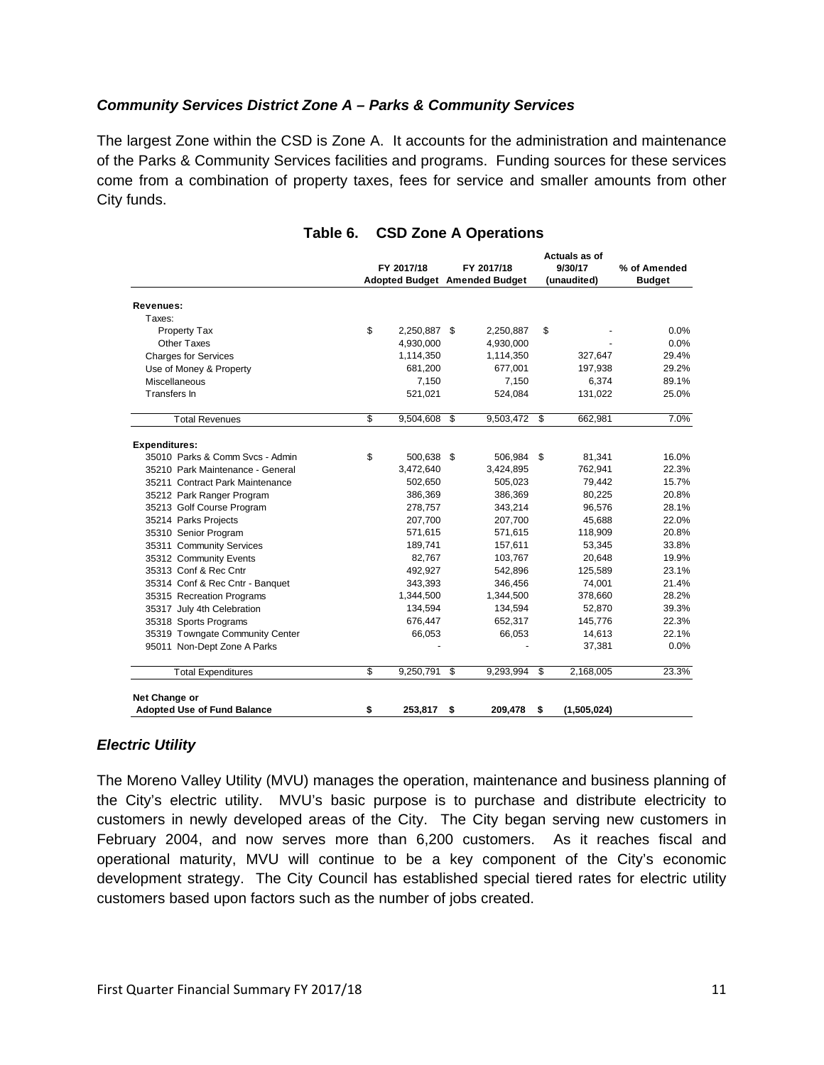### *Community Services District Zone A – Parks & Community Services*

The largest Zone within the CSD is Zone A. It accounts for the administration and maintenance of the Parks & Community Services facilities and programs. Funding sources for these services come from a combination of property taxes, fees for service and smaller amounts from other City funds.

**Table 6. CSD Zone A Operations**

| | FY 2017/18 Adopted Budget | FY 2017/18 Amended Budget | Actuals as of 9/30/17 (unaudited) | % of Amended Budget |
|---|---|---|---|---|
| **Revenues:** | | | | |
| Taxes: | | | | |
| Property Tax | $ 2,250,887 | $ 2,250,887 | $ - | 0.0% |
| Other Taxes | 4,930,000 | 4,930,000 | - | 0.0% |
| Charges for Services | 1,114,350 | 1,114,350 | 327,647 | 29.4% |
| Use of Money & Property | 681,200 | 677,001 | 197,938 | 29.2% |
| Miscellaneous | 7,150 | 7,150 | 6,374 | 89.1% |
| Transfers In | 521,021 | 524,084 | 131,022 | 25.0% |
| Total Revenues | $ 9,504,608 | $ 9,503,472 | $ 662,981 | 7.0% |
| **Expenditures:** | | | | |
| 35010 Parks & Comm Svcs - Admin | $ 500,638 | $ 506,984 | $ 81,341 | 16.0% |
| 35210 Park Maintenance - General | 3,472,640 | 3,424,895 | 762,941 | 22.3% |
| 35211 Contract Park Maintenance | 502,650 | 505,023 | 79,442 | 15.7% |
| 35212 Park Ranger Program | 386,369 | 386,369 | 80,225 | 20.8% |
| 35213 Golf Course Program | 278,757 | 343,214 | 96,576 | 28.1% |
| 35214 Parks Projects | 207,700 | 207,700 | 45,688 | 22.0% |
| 35310 Senior Program | 571,615 | 571,615 | 118,909 | 20.8% |
| 35311 Community Services | 189,741 | 157,611 | 53,345 | 33.8% |
| 35312 Community Events | 82,767 | 103,767 | 20,648 | 19.9% |
| 35313 Conf & Rec Cntr | 492,927 | 542,896 | 125,589 | 23.1% |
| 35314 Conf & Rec Cntr - Banquet | 343,393 | 346,456 | 74,001 | 21.4% |
| 35315 Recreation Programs | 1,344,500 | 1,344,500 | 378,660 | 28.2% |
| 35317 July 4th Celebration | 134,594 | 134,594 | 52,870 | 39.3% |
| 35318 Sports Programs | 676,447 | 652,317 | 145,776 | 22.3% |
| 35319 Towngate Community Center | 66,053 | 66,053 | 14,613 | 22.1% |
| 95011 Non-Dept Zone A Parks | - | - | 37,381 | 0.0% |
| Total Expenditures | $ 9,250,791 | $ 9,293,994 | $ 2,168,005 | 23.3% |
| **Net Change or Adopted Use of Fund Balance** | **$ 253,817** | **$ 209,478** | **$ (1,505,024)** | |

### *Electric Utility*

The Moreno Valley Utility (MVU) manages the operation, maintenance and business planning of the City's electric utility. MVU's basic purpose is to purchase and distribute electricity to customers in newly developed areas of the City. The City began serving new customers in February 2004, and now serves more than 6,200 customers. As it reaches fiscal and operational maturity, MVU will continue to be a key component of the City's economic development strategy. The City Council has established special tiered rates for electric utility customers based upon factors such as the number of jobs created.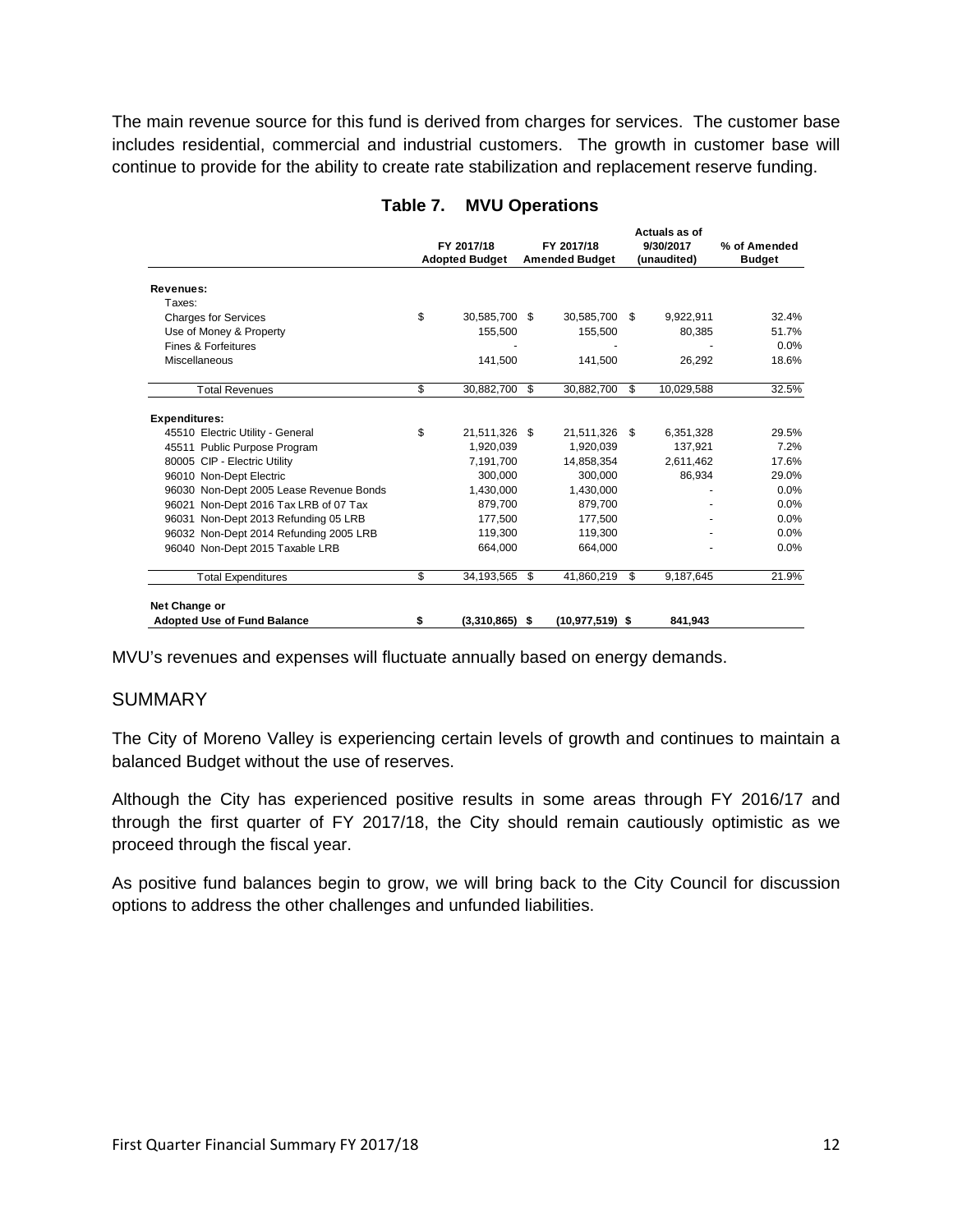The main revenue source for this fund is derived from charges for services. The customer base includes residential, commercial and industrial customers. The growth in customer base will continue to provide for the ability to create rate stabilization and replacement reserve funding.

**Table 7. MVU Operations**

| | FY 2017/18 Adopted Budget | FY 2017/18 Amended Budget | Actuals as of 9/30/2017 (unaudited) | % of Amended Budget |
|---|---|---|---|---|
| **Revenues:** | | | | |
| Taxes: | | | | |
| Charges for Services | $ 30,585,700 | $ 30,585,700 | $ 9,922,911 | 32.4% |
| Use of Money & Property | 155,500 | 155,500 | 80,385 | 51.7% |
| Fines & Forfeitures | - | - | - | 0.0% |
| Miscellaneous | 141,500 | 141,500 | 26,292 | 18.6% |
| Total Revenues | $ 30,882,700 | $ 30,882,700 | $ 10,029,588 | 32.5% |
| **Expenditures:** | | | | |
| 45510 Electric Utility - General | $ 21,511,326 | $ 21,511,326 | $ 6,351,328 | 29.5% |
| 45511 Public Purpose Program | 1,920,039 | 1,920,039 | 137,921 | 7.2% |
| 80005 CIP - Electric Utility | 7,191,700 | 14,858,354 | 2,611,462 | 17.6% |
| 96010 Non-Dept Electric | 300,000 | 300,000 | 86,934 | 29.0% |
| 96030 Non-Dept 2005 Lease Revenue Bonds | 1,430,000 | 1,430,000 | - | 0.0% |
| 96021 Non-Dept 2016 Tax LRB of 07 Tax | 879,700 | 879,700 | - | 0.0% |
| 96031 Non-Dept 2013 Refunding 05 LRB | 177,500 | 177,500 | - | 0.0% |
| 96032 Non-Dept 2014 Refunding 2005 LRB | 119,300 | 119,300 | - | 0.0% |
| 96040 Non-Dept 2015 Taxable LRB | 664,000 | 664,000 | - | 0.0% |
| Total Expenditures | $ 34,193,565 | $ 41,860,219 | $ 9,187,645 | 21.9% |
| **Net Change or Adopted Use of Fund Balance** | **$ (3,310,865)** | **$ (10,977,519)** | **$ 841,943** | |

MVU's revenues and expenses will fluctuate annually based on energy demands.

## SUMMARY

The City of Moreno Valley is experiencing certain levels of growth and continues to maintain a balanced Budget without the use of reserves.

Although the City has experienced positive results in some areas through FY 2016/17 and through the first quarter of FY 2017/18, the City should remain cautiously optimistic as we proceed through the fiscal year.

As positive fund balances begin to grow, we will bring back to the City Council for discussion options to address the other challenges and unfunded liabilities.